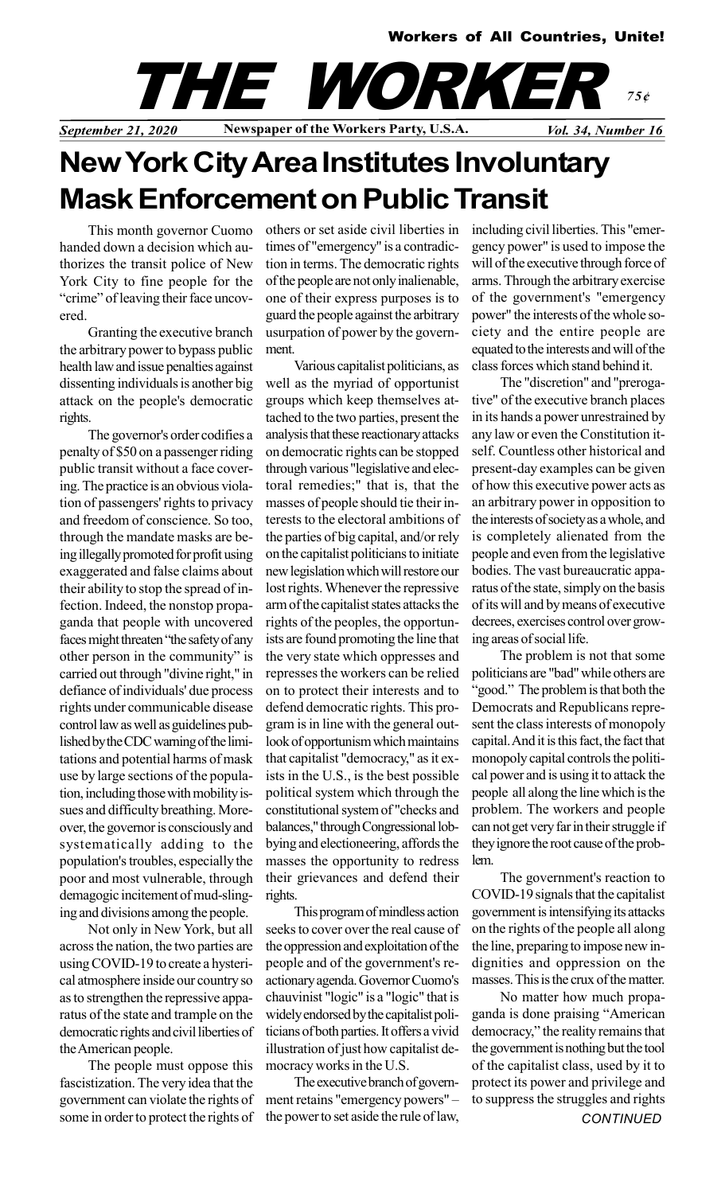**Workers of All Countries, Unite!**

# THE WORKER

*75¢*

*September 21, 2020* **Newspaper of the Workers Party, U.S.A.** *Vol. 34, Number 16*

# New York City Area Institutes Involuntary Mask Enforcement on Public Transit

This month governor Cuomo handed down a decision which authorizes the transit police of New York City to fine people for the "crime" of leaving their face uncovered.

Granting the executive branch the arbitrary power to bypass public health law and issue penalties against dissenting individuals is another big attack on the people's democratic rights.

The governor's order codifies a penalty of $50 on a passenger riding public transit without a face covering. The practice is an obvious violation of passengers' rights to privacy and freedom of conscience. So too, through the mandate masks are being illegally promoted for profit using exaggerated and false claims about their ability to stop the spread of infection. Indeed, the nonstop propaganda that people with uncovered faces might threaten "the safety of any other person in the community" is carried out through "divine right," in defiance of individuals' due process rights under communicable disease control law as well as guidelines published by the CDC warning of the limitations and potential harms of mask use by large sections of the population, including those with mobility issues and difficulty breathing. Moreover, the governor is consciously and systematically adding to the population's troubles, especially the poor and most vulnerable, through demagogic incitement of mud-slinging and divisions among the people.

Not only in New York, but all across the nation, the two parties are using COVID-19 to create a hysterical atmosphere inside our country so as to strengthen the repressive apparatus of the state and trample on the democratic rights and civil liberties of the American people.

The people must oppose this fascistization. The very idea that the government can violate the rights of some in order to protect the rights of others or set aside civil liberties in times of "emergency" is a contradiction in terms. The democratic rights of the people are not only inalienable, one of their express purposes is to guard the people against the arbitrary usurpation of power by the government.

Various capitalist politicians, as well as the myriad of opportunist groups which keep themselves attached to the two parties, present the analysis that these reactionary attacks on democratic rights can be stopped through various "legislative and electoral remedies;" that is, that the masses of people should tie their interests to the electoral ambitions of the parties of big capital, and/or rely on the capitalist politicians to initiate new legislation which will restore our lost rights. Whenever the repressive arm of the capitalist states attacks the rights of the peoples, the opportunists are found promoting the line that the very state which oppresses and represses the workers can be relied on to protect their interests and to defend democratic rights. This program is in line with the general outlook of opportunism which maintains that capitalist "democracy," as it exists in the U.S., is the best possible political system which through the constitutional system of "checks and balances," through Congressional lobbying and electioneering, affords the masses the opportunity to redress their grievances and defend their rights.

This program of mindless action seeks to cover over the real cause of the oppression and exploitation of the people and of the government's reactionary agenda. Governor Cuomo's chauvinist "logic" is a "logic" that is widely endorsed by the capitalist politicians of both parties. It offers a vivid illustration of just how capitalist democracy works in the U.S.

The executive branch of government retains "emergency powers" – the power to set aside the rule of law, including civil liberties. This "emergency power" is used to impose the will of the executive through force of arms. Through the arbitrary exercise of the government's "emergency power" the interests of the whole society and the entire people are equated to the interests and will of the class forces which stand behind it.

The "discretion" and "prerogative" of the executive branch places in its hands a power unrestrained by any law or even the Constitution itself. Countless other historical and present-day examples can be given of how this executive power acts as an arbitrary power in opposition to the interests of society as a whole, and is completely alienated from the people and even from the legislative bodies. The vast bureaucratic apparatus of the state, simply on the basis of its will and by means of executive decrees, exercises control over growing areas of social life.

The problem is not that some politicians are "bad" while others are "good." The problem is that both the Democrats and Republicans represent the class interests of monopoly capital. And it is this fact, the fact that monopoly capital controls the political power and is using it to attack the people all along the line which is the problem. The workers and people can not get very far in their struggle if they ignore the root cause of the problem.

The government's reaction to COVID-19 signals that the capitalist government is intensifying its attacks on the rights of the people all along the line, preparing to impose new indignities and oppression on the masses. This is the crux of the matter.

No matter how much propaganda is done praising "American democracy," the reality remains that the government is nothing but the tool of the capitalist class, used by it to protect its power and privilege and to suppress the struggles and rights

*CONTINUED*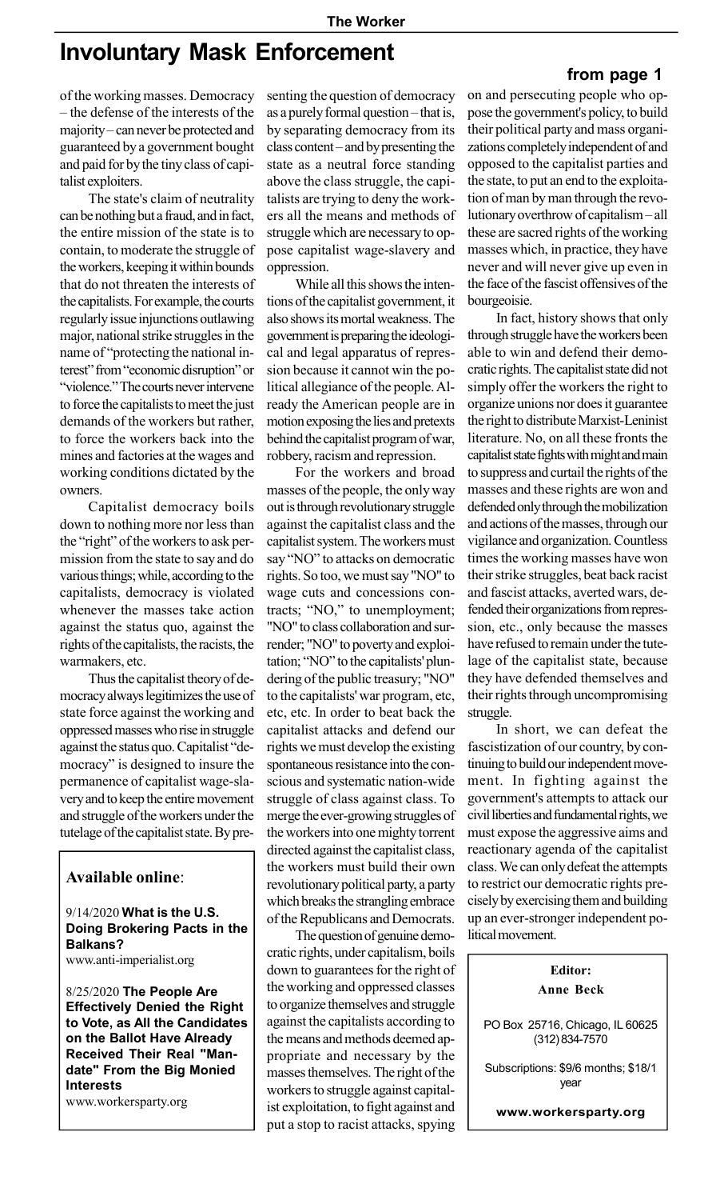# Involuntary Mask Enforcement

**from page 1**

of the working masses. Democracy – the defense of the interests of the majority – can never be protected and guaranteed by a government bought and paid for by the tiny class of capitalist exploiters.

The state's claim of neutrality can be nothing but a fraud, and in fact, the entire mission of the state is to contain, to moderate the struggle of the workers, keeping it within bounds that do not threaten the interests of the capitalists. For example, the courts regularly issue injunctions outlawing major, national strike struggles in the name of "protecting the national interest" from "economic disruption" or "violence." The courts never intervene to force the capitalists to meet the just demands of the workers but rather, to force the workers back into the mines and factories at the wages and working conditions dictated by the owners.

Capitalist democracy boils down to nothing more nor less than the "right" of the workers to ask permission from the state to say and do various things; while, according to the capitalists, democracy is violated whenever the masses take action against the status quo, against the rights of the capitalists, the racists, the warmakers, etc.

Thus the capitalist theory of democracy always legitimizes the use of state force against the working and oppressed masses who rise in struggle against the status quo. Capitalist "democracy" is designed to insure the permanence of capitalist wage-slavery and to keep the entire movement and struggle of the workers under the tutelage of the capitalist state. By presenting the question of democracy as a purely formal question – that is, by separating democracy from its class content – and by presenting the state as a neutral force standing above the class struggle, the capitalists are trying to deny the workers all the means and methods of struggle which are necessary to oppose capitalist wage-slavery and oppression.

While all this shows the intentions of the capitalist government, it also shows its mortal weakness. The government is preparing the ideological and legal apparatus of repression because it cannot win the political allegiance of the people. Already the American people are in motion exposing the lies and pretexts behind the capitalist program of war, robbery, racism and repression.

For the workers and broad masses of the people, the only way out is through revolutionary struggle against the capitalist class and the capitalist system. The workers must say "NO" to attacks on democratic rights. So too, we must say "NO" to wage cuts and concessions contracts; "NO," to unemployment; "NO" to class collaboration and surrender; "NO" to poverty and exploitation; "NO" to the capitalists' plundering of the public treasury; "NO" to the capitalists' war program, etc, etc, etc. In order to beat back the capitalist attacks and defend our rights we must develop the existing spontaneous resistance into the conscious and systematic nation-wide struggle of class against class. To merge the ever-growing struggles of the workers into one mighty torrent directed against the capitalist class, the workers must build their own revolutionary political party, a party which breaks the strangling embrace of the Republicans and Democrats.

The question of genuine democratic rights, under capitalism, boils down to guarantees for the right of the working and oppressed classes to organize themselves and struggle against the capitalists according to the means and methods deemed appropriate and necessary by the masses themselves. The right of the workers to struggle against capitalist exploitation, to fight against and put a stop to racist attacks, spying on and persecuting people who oppose the government's policy, to build their political party and mass organizations completely independent of and opposed to the capitalist parties and the state, to put an end to the exploitation of man by man through the revolutionary overthrow of capitalism – all these are sacred rights of the working masses which, in practice, they have never and will never give up even in the face of the fascist offensives of the bourgeoisie.

In fact, history shows that only through struggle have the workers been able to win and defend their democratic rights. The capitalist state did not simply offer the workers the right to organize unions nor does it guarantee the right to distribute Marxist-Leninist literature. No, on all these fronts the capitalist state fights with might and main to suppress and curtail the rights of the masses and these rights are won and defended only through the mobilization and actions of the masses, through our vigilance and organization. Countless times the working masses have won their strike struggles, beat back racist and fascist attacks, averted wars, defended their organizations from repression, etc., only because the masses have refused to remain under the tutelage of the capitalist state, because they have defended themselves and their rights through uncompromising struggle.

In short, we can defeat the fascistization of our country, by continuing to build our independent movement. In fighting against the government's attempts to attack our civil liberties and fundamental rights, we must expose the aggressive aims and reactionary agenda of the capitalist class. We can only defeat the attempts to restrict our democratic rights precisely by exercising them and building up an ever-stronger independent political movement.

---

**Available online**:

9/14/2020 **What is the U.S. Doing Brokering Pacts in the Balkans?**
www.anti-imperialist.org

8/25/2020 **The People Are Effectively Denied the Right to Vote, as All the Candidates on the Ballot Have Already Received Their Real "Mandate" From the Big Monied Interests**
www.workersparty.org

---

**Editor:**
**Anne Beck**

PO Box 25716, Chicago, IL 60625
(312) 834-7570

Subscriptions: $9/6 months; $18/1 year

**www.workersparty.org**